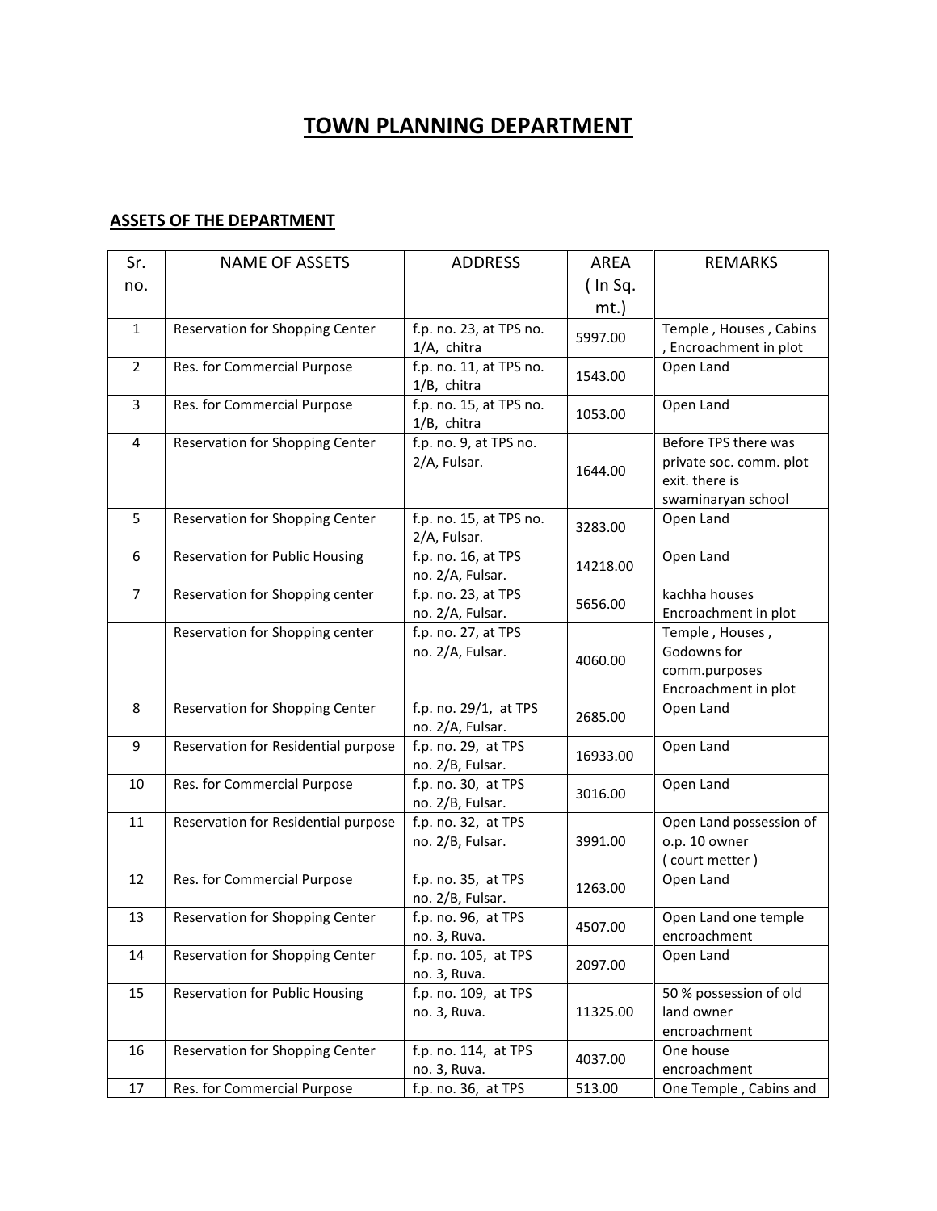# TOWN PLANNING DEPARTMENT

## ASSETS OF THE DEPARTMENT

| Sr. no. | NAME OF ASSETS | ADDRESS | AREA ( In Sq. mt.) | REMARKS |
|---|---|---|---|---|
| 1 | Reservation for Shopping Center | f.p. no. 23, at TPS no. 1/A, chitra | 5997.00 | Temple , Houses , Cabins , Encroachment in plot |
| 2 | Res. for Commercial Purpose | f.p. no. 11, at TPS no. 1/B, chitra | 1543.00 | Open Land |
| 3 | Res. for Commercial Purpose | f.p. no. 15, at TPS no. 1/B, chitra | 1053.00 | Open Land |
| 4 | Reservation for Shopping Center | f.p. no. 9, at TPS no. 2/A, Fulsar. | 1644.00 | Before TPS there was private soc. comm. plot exit. there is swaminaryan school |
| 5 | Reservation for Shopping Center | f.p. no. 15, at TPS no. 2/A, Fulsar. | 3283.00 | Open Land |
| 6 | Reservation for Public Housing | f.p. no. 16, at TPS no. 2/A, Fulsar. | 14218.00 | Open Land |
| 7 | Reservation for Shopping center | f.p. no. 23, at TPS no. 2/A, Fulsar. | 5656.00 | kachha houses Encroachment in plot |
| | Reservation for Shopping center | f.p. no. 27, at TPS no. 2/A, Fulsar. | 4060.00 | Temple , Houses , Godowns for comm.purposes Encroachment in plot |
| 8 | Reservation for Shopping Center | f.p. no. 29/1, at TPS no. 2/A, Fulsar. | 2685.00 | Open Land |
| 9 | Reservation for Residential purpose | f.p. no. 29, at TPS no. 2/B, Fulsar. | 16933.00 | Open Land |
| 10 | Res. for Commercial Purpose | f.p. no. 30, at TPS no. 2/B, Fulsar. | 3016.00 | Open Land |
| 11 | Reservation for Residential purpose | f.p. no. 32, at TPS no. 2/B, Fulsar. | 3991.00 | Open Land possession of o.p. 10 owner ( court metter ) |
| 12 | Res. for Commercial Purpose | f.p. no. 35, at TPS no. 2/B, Fulsar. | 1263.00 | Open Land |
| 13 | Reservation for Shopping Center | f.p. no. 96, at TPS no. 3, Ruva. | 4507.00 | Open Land one temple encroachment |
| 14 | Reservation for Shopping Center | f.p. no. 105, at TPS no. 3, Ruva. | 2097.00 | Open Land |
| 15 | Reservation for Public Housing | f.p. no. 109, at TPS no. 3, Ruva. | 11325.00 | 50 % possession of old land owner encroachment |
| 16 | Reservation for Shopping Center | f.p. no. 114, at TPS no. 3, Ruva. | 4037.00 | One house encroachment |
| 17 | Res. for Commercial Purpose | f.p. no. 36, at TPS | 513.00 | One Temple , Cabins and |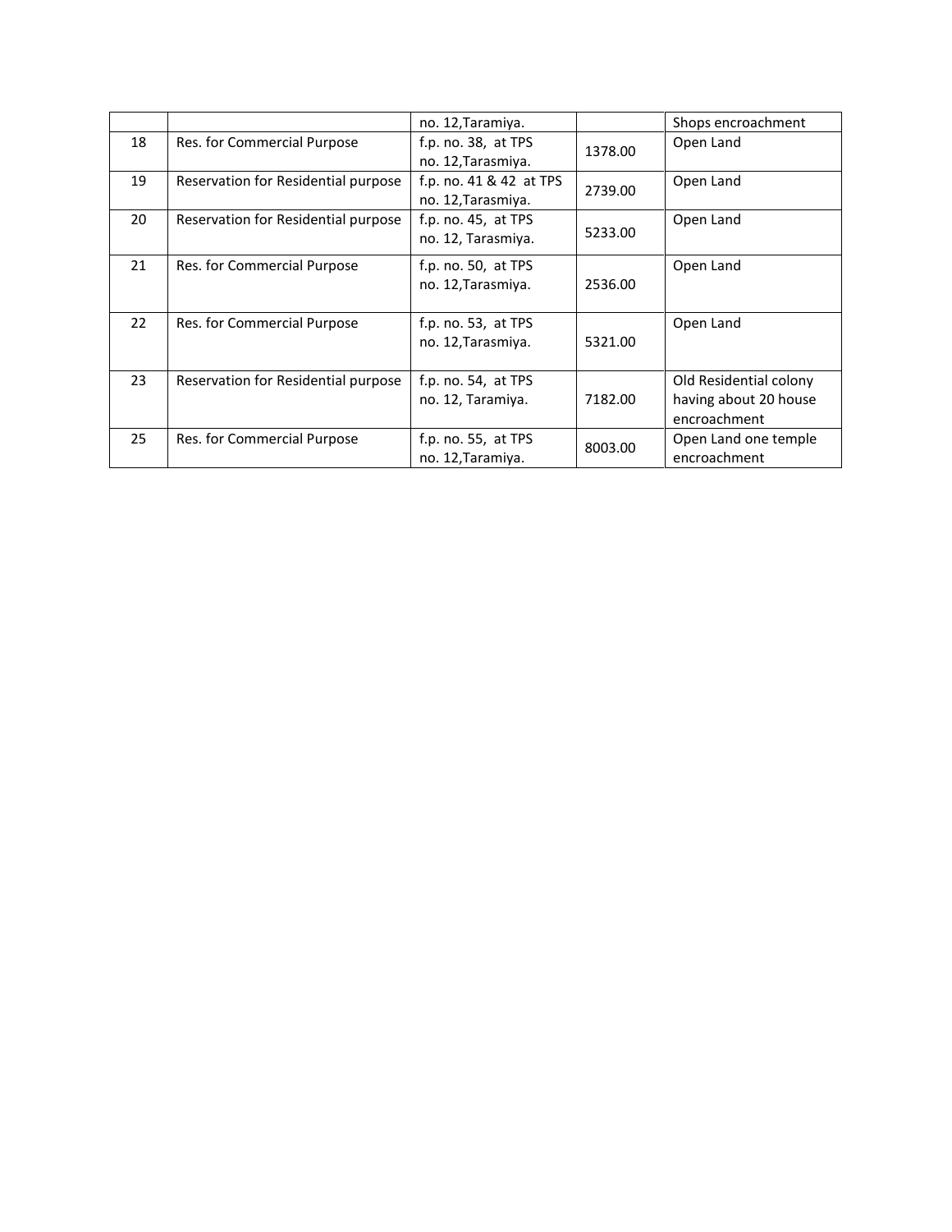| | | | | |
|---|---|---|---|---|
| | | no. 12,Taramiya. | | Shops encroachment |
| 18 | Res. for Commercial Purpose | f.p. no. 38, at TPS no. 12,Tarasmiya. | 1378.00 | Open Land |
| 19 | Reservation for Residential purpose | f.p. no. 41 & 42 at TPS no. 12,Tarasmiya. | 2739.00 | Open Land |
| 20 | Reservation for Residential purpose | f.p. no. 45, at TPS no. 12, Tarasmiya. | 5233.00 | Open Land |
| 21 | Res. for Commercial Purpose | f.p. no. 50, at TPS no. 12,Tarasmiya. | 2536.00 | Open Land |
| 22 | Res. for Commercial Purpose | f.p. no. 53, at TPS no. 12,Tarasmiya. | 5321.00 | Open Land |
| 23 | Reservation for Residential purpose | f.p. no. 54, at TPS no. 12, Taramiya. | 7182.00 | Old Residential colony having about 20 house encroachment |
| 25 | Res. for Commercial Purpose | f.p. no. 55, at TPS no. 12,Taramiya. | 8003.00 | Open Land one temple encroachment |